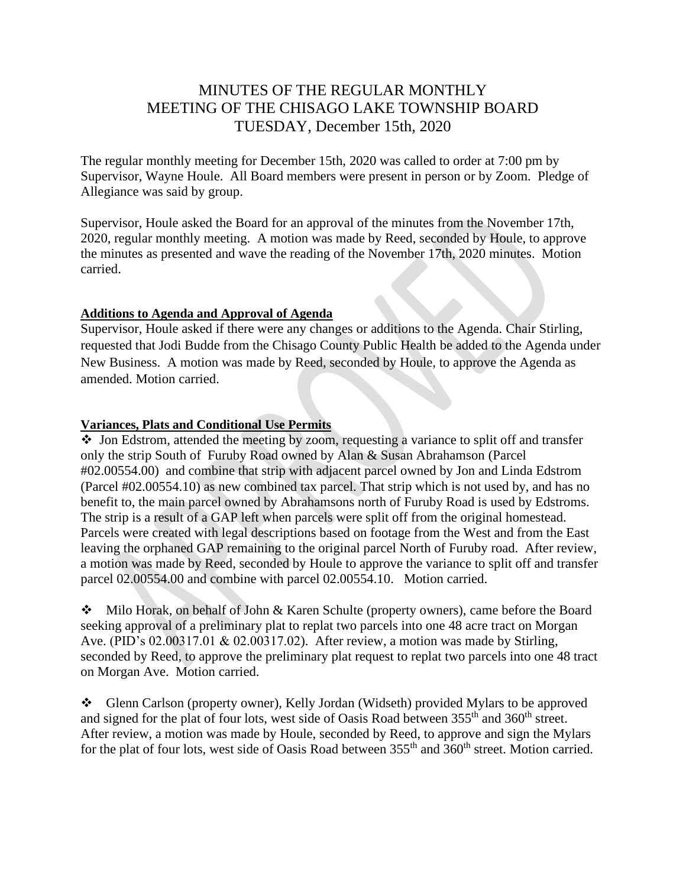# MINUTES OF THE REGULAR MONTHLY MEETING OF THE CHISAGO LAKE TOWNSHIP BOARD TUESDAY, December 15th, 2020

The regular monthly meeting for December 15th, 2020 was called to order at 7:00 pm by Supervisor, Wayne Houle. All Board members were present in person or by Zoom. Pledge of Allegiance was said by group.

Supervisor, Houle asked the Board for an approval of the minutes from the November 17th, 2020, regular monthly meeting. A motion was made by Reed, seconded by Houle, to approve the minutes as presented and wave the reading of the November 17th, 2020 minutes. Motion carried.

**Additions to Agenda and Approval of Agenda**

Supervisor, Houle asked if there were any changes or additions to the Agenda. Chair Stirling, requested that Jodi Budde from the Chisago County Public Health be added to the Agenda under New Business. A motion was made by Reed, seconded by Houle, to approve the Agenda as amended. Motion carried.

**Variances, Plats and Conditional Use Permits**

- Jon Edstrom, attended the meeting by zoom, requesting a variance to split off and transfer only the strip South of Furuby Road owned by Alan & Susan Abrahamson (Parcel #02.00554.00) and combine that strip with adjacent parcel owned by Jon and Linda Edstrom (Parcel #02.00554.10) as new combined tax parcel. That strip which is not used by, and has no benefit to, the main parcel owned by Abrahamsons north of Furuby Road is used by Edstroms. The strip is a result of a GAP left when parcels were split off from the original homestead. Parcels were created with legal descriptions based on footage from the West and from the East leaving the orphaned GAP remaining to the original parcel North of Furuby road. After review, a motion was made by Reed, seconded by Houle to approve the variance to split off and transfer parcel 02.00554.00 and combine with parcel 02.00554.10. Motion carried.

- Milo Horak, on behalf of John & Karen Schulte (property owners), came before the Board seeking approval of a preliminary plat to replat two parcels into one 48 acre tract on Morgan Ave. (PID's 02.00317.01 & 02.00317.02). After review, a motion was made by Stirling, seconded by Reed, to approve the preliminary plat request to replat two parcels into one 48 tract on Morgan Ave. Motion carried.

- Glenn Carlson (property owner), Kelly Jordan (Widseth) provided Mylars to be approved and signed for the plat of four lots, west side of Oasis Road between 355th and 360th street. After review, a motion was made by Houle, seconded by Reed, to approve and sign the Mylars for the plat of four lots, west side of Oasis Road between 355th and 360th street. Motion carried.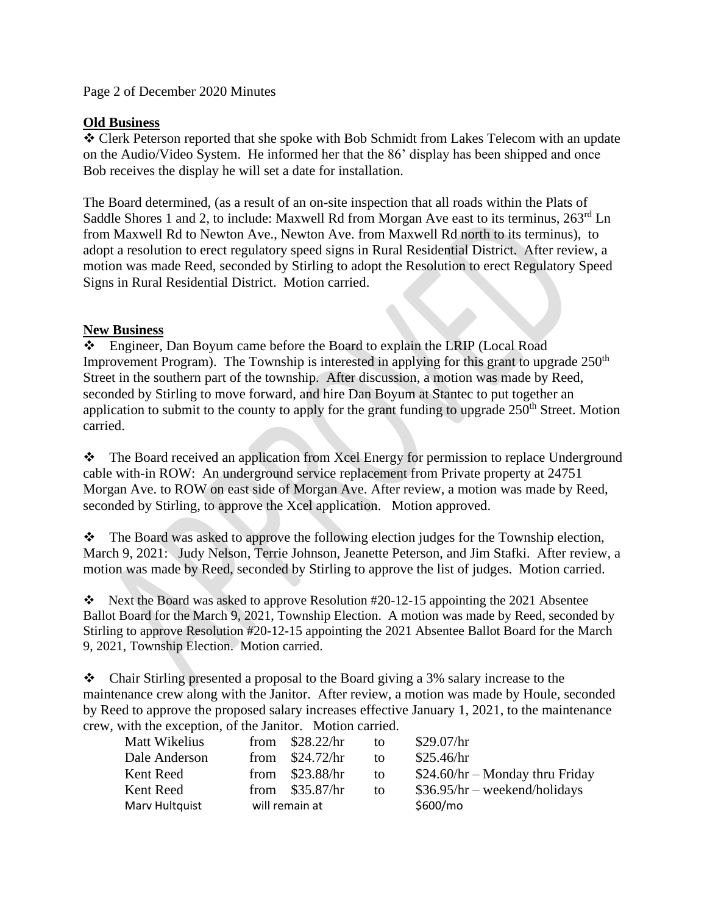Page 2 of December 2020 Minutes

**Old Business**

❖ Clerk Peterson reported that she spoke with Bob Schmidt from Lakes Telecom with an update on the Audio/Video System. He informed her that the 86' display has been shipped and once Bob receives the display he will set a date for installation.

The Board determined, (as a result of an on-site inspection that all roads within the Plats of Saddle Shores 1 and 2, to include: Maxwell Rd from Morgan Ave east to its terminus, 263rd Ln from Maxwell Rd to Newton Ave., Newton Ave. from Maxwell Rd north to its terminus), to adopt a resolution to erect regulatory speed signs in Rural Residential District. After review, a motion was made Reed, seconded by Stirling to adopt the Resolution to erect Regulatory Speed Signs in Rural Residential District. Motion carried.

**New Business**

❖ Engineer, Dan Boyum came before the Board to explain the LRIP (Local Road Improvement Program). The Township is interested in applying for this grant to upgrade 250th Street in the southern part of the township. After discussion, a motion was made by Reed, seconded by Stirling to move forward, and hire Dan Boyum at Stantec to put together an application to submit to the county to apply for the grant funding to upgrade 250th Street. Motion carried.

❖ The Board received an application from Xcel Energy for permission to replace Underground cable with-in ROW: An underground service replacement from Private property at 24751 Morgan Ave. to ROW on east side of Morgan Ave. After review, a motion was made by Reed, seconded by Stirling, to approve the Xcel application. Motion approved.

❖ The Board was asked to approve the following election judges for the Township election, March 9, 2021: Judy Nelson, Terrie Johnson, Jeanette Peterson, and Jim Stafki. After review, a motion was made by Reed, seconded by Stirling to approve the list of judges. Motion carried.

❖ Next the Board was asked to approve Resolution #20-12-15 appointing the 2021 Absentee Ballot Board for the March 9, 2021, Township Election. A motion was made by Reed, seconded by Stirling to approve Resolution #20-12-15 appointing the 2021 Absentee Ballot Board for the March 9, 2021, Township Election. Motion carried.

❖ Chair Stirling presented a proposal to the Board giving a 3% salary increase to the maintenance crew along with the Janitor. After review, a motion was made by Houle, seconded by Reed to approve the proposed salary increases effective January 1, 2021, to the maintenance crew, with the exception, of the Janitor. Motion carried.

| | | | | |
|---|---|---|---|---|
| Matt Wikelius | from | $28.22/hr | to | $29.07/hr |
| Dale Anderson | from | $24.72/hr | to | $25.46/hr |
| Kent Reed | from | $23.88/hr | to | $24.60/hr – Monday thru Friday |
| Kent Reed | from | $35.87/hr | to | $36.95/hr – weekend/holidays |
| Marv Hultquist | will remain at | | | $600/mo |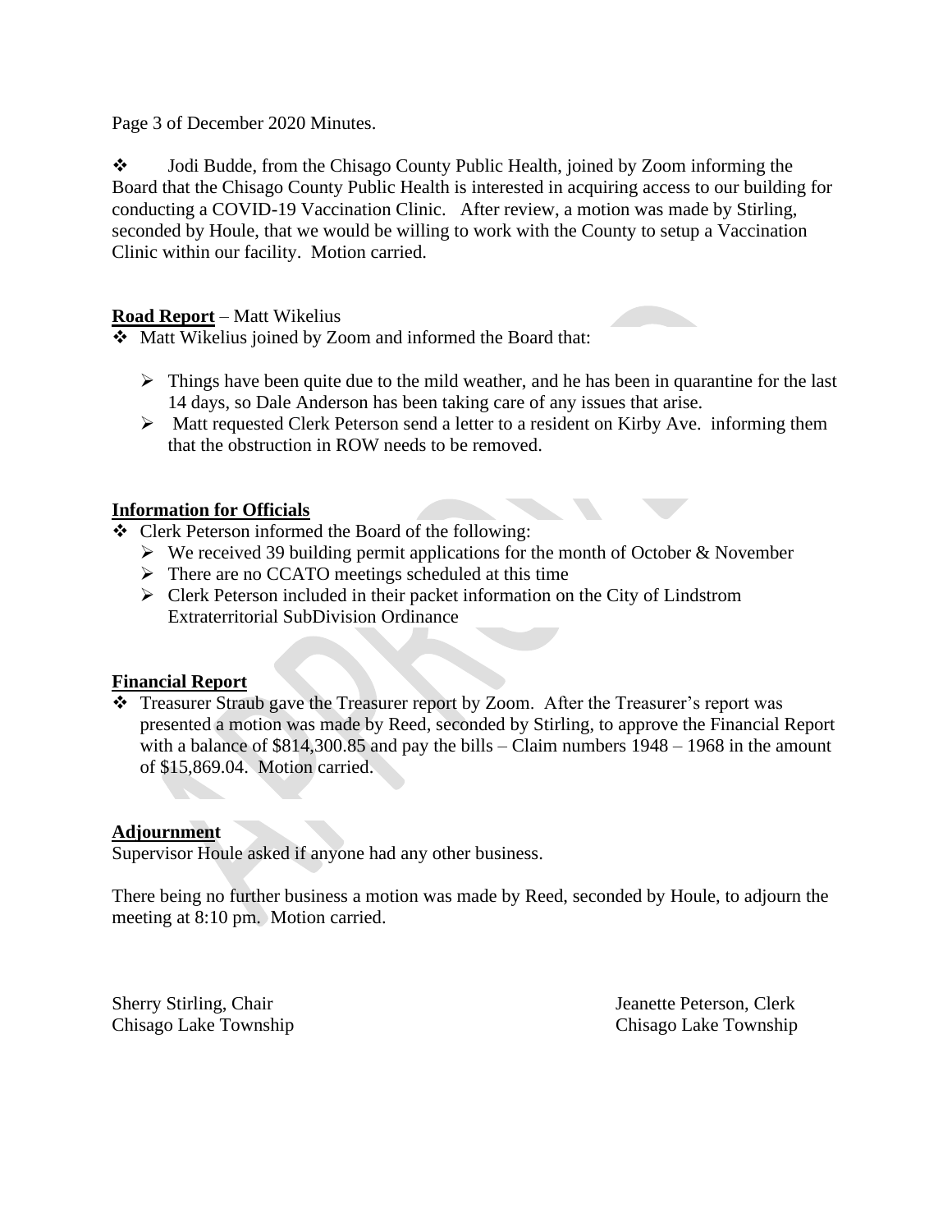Page 3 of December 2020 Minutes.

- ❖ Jodi Budde, from the Chisago County Public Health, joined by Zoom informing the Board that the Chisago County Public Health is interested in acquiring access to our building for conducting a COVID-19 Vaccination Clinic. After review, a motion was made by Stirling, seconded by Houle, that we would be willing to work with the County to setup a Vaccination Clinic within our facility. Motion carried.

**Road Report** – Matt Wikelius

- ❖ Matt Wikelius joined by Zoom and informed the Board that:
  - ➢ Things have been quite due to the mild weather, and he has been in quarantine for the last 14 days, so Dale Anderson has been taking care of any issues that arise.
  - ➢ Matt requested Clerk Peterson send a letter to a resident on Kirby Ave. informing them that the obstruction in ROW needs to be removed.

**Information for Officials**

- ❖ Clerk Peterson informed the Board of the following:
  - ➢ We received 39 building permit applications for the month of October & November
  - ➢ There are no CCATO meetings scheduled at this time
  - ➢ Clerk Peterson included in their packet information on the City of Lindstrom Extraterritorial SubDivision Ordinance

**Financial Report**

- ❖ Treasurer Straub gave the Treasurer report by Zoom. After the Treasurer's report was presented a motion was made by Reed, seconded by Stirling, to approve the Financial Report with a balance of $814,300.85 and pay the bills – Claim numbers 1948 – 1968 in the amount of $15,869.04. Motion carried.

**Adjournment**

Supervisor Houle asked if anyone had any other business.

There being no further business a motion was made by Reed, seconded by Houle, to adjourn the meeting at 8:10 pm. Motion carried.

Sherry Stirling, Chair
Chisago Lake Township

Jeanette Peterson, Clerk
Chisago Lake Township